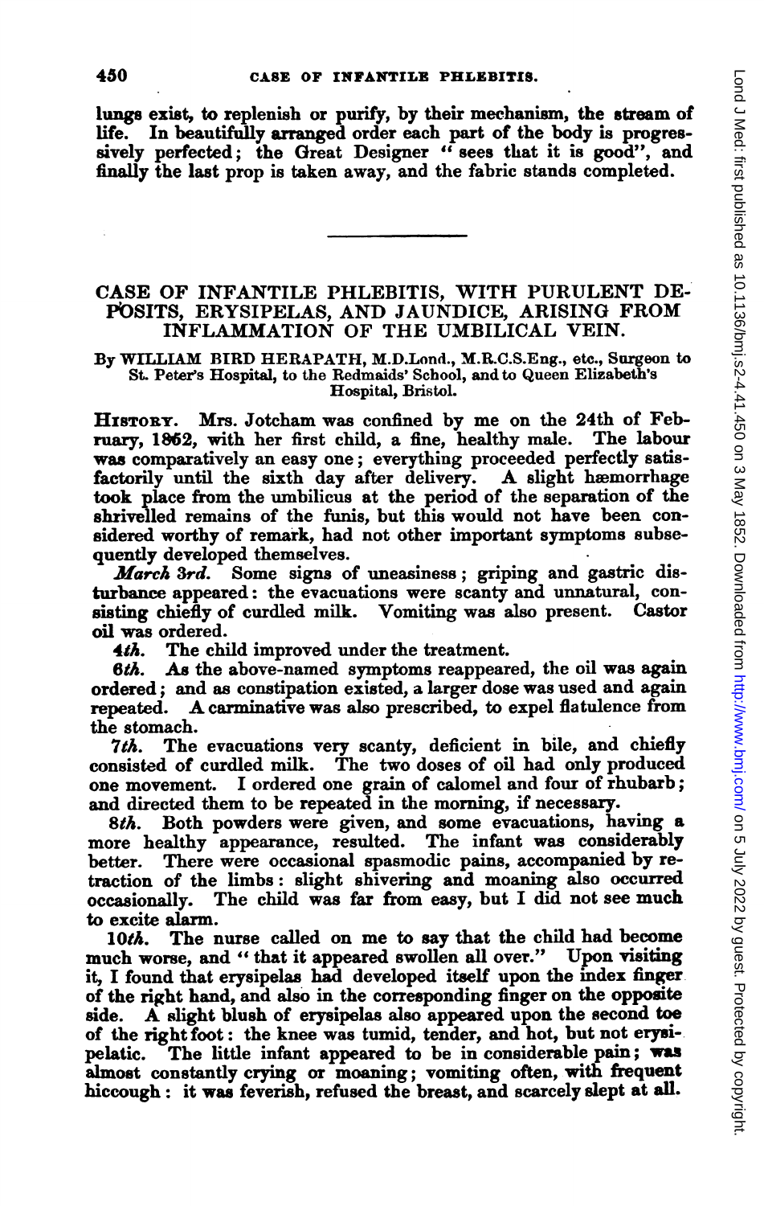lungs exist, to replenish or purify, by their mechanism, the stream of life. In beautifully arranged order each part of the body is progressively perfected; the Great Designer "sees that it is good", and finally the last prop is taken away, and the fabric stands completed.

---

# CASE OF INFANTILE PHLEBITIS, WITH PURULENT DEPOSITS, ERYSIPELAS, AND JAUNDICE, ARISING FROM INFLAMMATION OF THE UMBILICAL VEIN.

By WILLIAM BIRD HERAPATH, M.D.Lond., M.R.C.S.Eng., etc., Surgeon to St. Peter's Hospital, to the Redmaids' School, and to Queen Elizabeth's Hospital, Bristol.

HISTORY. Mrs. Jotcham was confined by me on the 24th of February, 1852, with her first child, a fine, healthy male. The labour was comparatively an easy one; everything proceeded perfectly satisfactorily until the sixth day after delivery. A slight hæmorrhage took place from the umbilicus at the period of the separation of the shrivelled remains of the funis, but this would not have been considered worthy of remark, had not other important symptoms subsequently developed themselves.

*March 3rd.* Some signs of uneasiness; griping and gastric disturbance appeared: the evacuations were scanty and unnatural, consisting chiefly of curdled milk. Vomiting was also present. Castor oil was ordered.

*4th.* The child improved under the treatment.

*6th.* As the above-named symptoms reappeared, the oil was again ordered; and as constipation existed, a larger dose was used and again repeated. A carminative was also prescribed, to expel flatulence from the stomach.

*7th.* The evacuations very scanty, deficient in bile, and chiefly consisted of curdled milk. The two doses of oil had only produced one movement. I ordered one grain of calomel and four of rhubarb; and directed them to be repeated in the morning, if necessary.

*8th.* Both powders were given, and some evacuations, having a more healthy appearance, resulted. The infant was considerably better. There were occasional spasmodic pains, accompanied by retraction of the limbs: slight shivering and moaning also occurred occasionally. The child was far from easy, but I did not see much to excite alarm.

*10th.* The nurse called on me to say that the child had become much worse, and "that it appeared swollen all over." Upon visiting it, I found that erysipelas had developed itself upon the index finger of the right hand, and also in the corresponding finger on the opposite side. A slight blush of erysipelas also appeared upon the second toe of the right foot: the knee was tumid, tender, and hot, but not erysipelatic. The little infant appeared to be in considerable pain; was almost constantly crying or moaning; vomiting often, with frequent hiccough: it was feverish, refused the breast, and scarcely slept at all.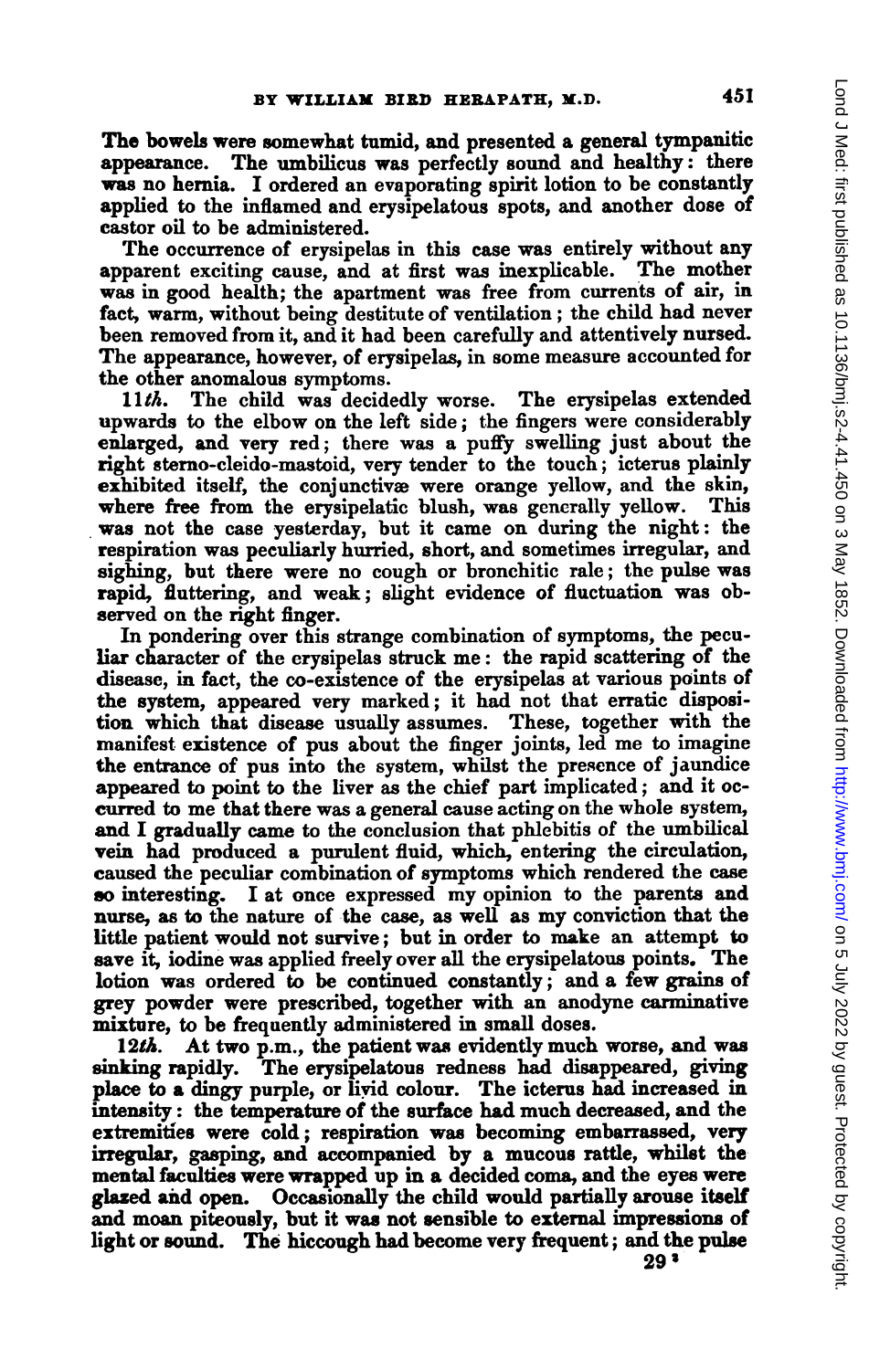The bowels were somewhat tumid, and presented a general tympanitic appearance. The umbilicus was perfectly sound and healthy: there was no hernia. I ordered an evaporating spirit lotion to be constantly applied to the inflamed and erysipelatous spots, and another dose of castor oil to be administered.

The occurrence of erysipelas in this case was entirely without any apparent exciting cause, and at first was inexplicable. The mother was in good health; the apartment was free from currents of air, in fact, warm, without being destitute of ventilation; the child had never been removed from it, and it had been carefully and attentively nursed. The appearance, however, of erysipelas, in some measure accounted for the other anomalous symptoms.

*11th.* The child was decidedly worse. The erysipelas extended upwards to the elbow on the left side; the fingers were considerably enlarged, and very red; there was a puffy swelling just about the right sterno-cleido-mastoid, very tender to the touch; icterus plainly exhibited itself, the conjunctivæ were orange yellow, and the skin, where free from the erysipelatic blush, was generally yellow. This was not the case yesterday, but it came on during the night: the respiration was peculiarly hurried, short, and sometimes irregular, and sighing, but there were no cough or bronchitic rale; the pulse was rapid, fluttering, and weak; slight evidence of fluctuation was observed on the right finger.

In pondering over this strange combination of symptoms, the peculiar character of the erysipelas struck me: the rapid scattering of the disease, in fact, the co-existence of the erysipelas at various points of the system, appeared very marked; it had not that erratic disposition which that disease usually assumes. These, together with the manifest existence of pus about the finger joints, led me to imagine the entrance of pus into the system, whilst the presence of jaundice appeared to point to the liver as the chief part implicated; and it occurred to me that there was a general cause acting on the whole system, and I gradually came to the conclusion that phlebitis of the umbilical vein had produced a purulent fluid, which, entering the circulation, caused the peculiar combination of symptoms which rendered the case so interesting. I at once expressed my opinion to the parents and nurse, as to the nature of the case, as well as my conviction that the little patient would not survive; but in order to make an attempt to save it, iodine was applied freely over all the erysipelatous points. The lotion was ordered to be continued constantly; and a few grains of grey powder were prescribed, together with an anodyne carminative mixture, to be frequently administered in small doses.

*12th.* At two p.m., the patient was evidently much worse, and was sinking rapidly. The erysipelatous redness had disappeared, giving place to a dingy purple, or livid colour. The icterus had increased in intensity: the temperature of the surface had much decreased, and the extremities were cold; respiration was becoming embarrassed, very irregular, gasping, and accompanied by a mucous rattle, whilst the mental faculties were wrapped up in a decided coma, and the eyes were glazed and open. Occasionally the child would partially arouse itself and moan piteously, but it was not sensible to external impressions of light or sound. The hiccough had become very frequent; and the pulse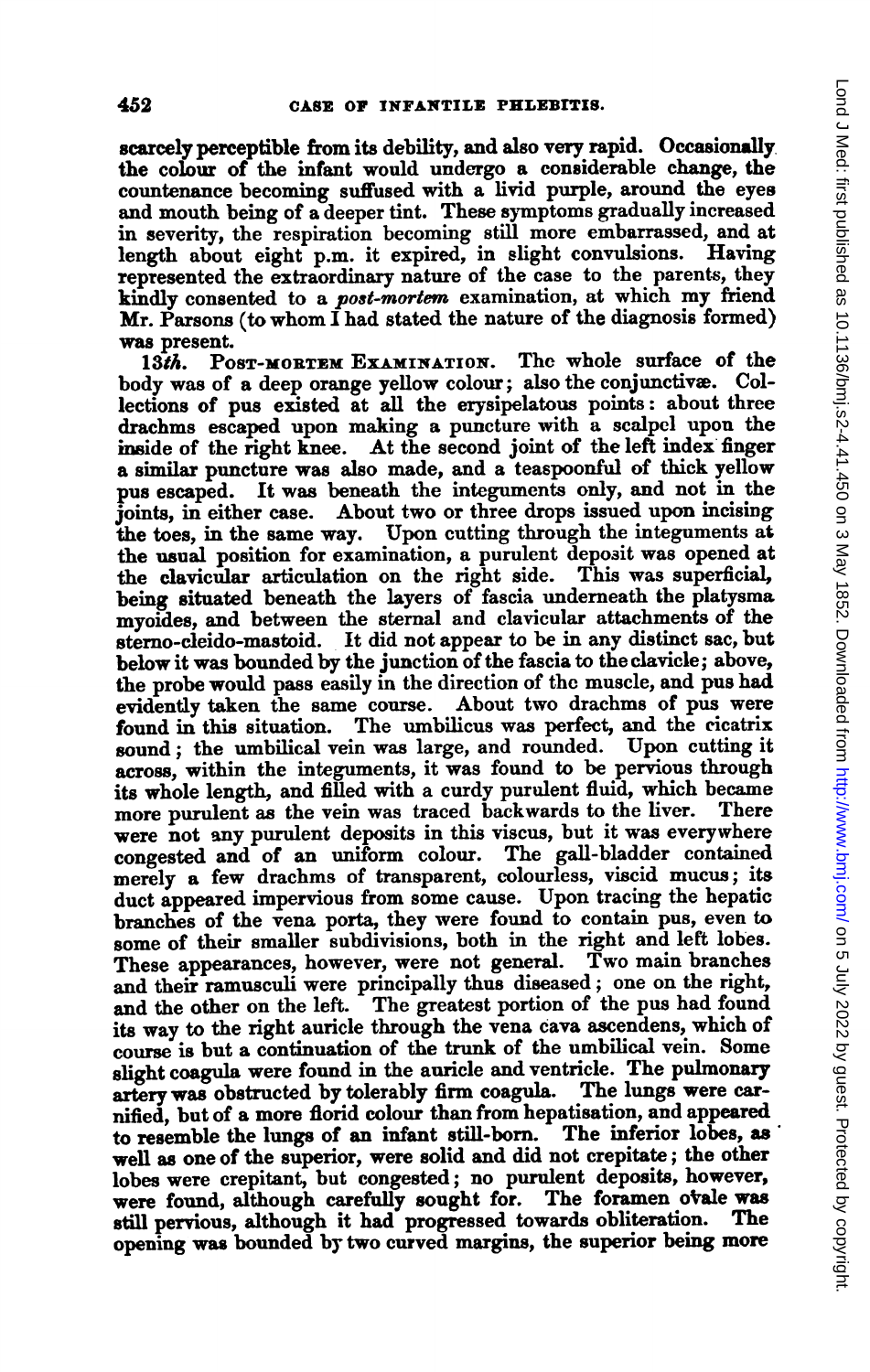scarcely perceptible from its debility, and also very rapid. Occasionally the colour of the infant would undergo a considerable change, the countenance becoming suffused with a livid purple, around the eyes and mouth being of a deeper tint. These symptoms gradually increased in severity, the respiration becoming still more embarrassed, and at length about eight p.m. it expired, in slight convulsions. Having represented the extraordinary nature of the case to the parents, they kindly consented to a *post-mortem* examination, at which my friend Mr. Parsons (to whom I had stated the nature of the diagnosis formed) was present.

*13th.* POST-MORTEM EXAMINATION. The whole surface of the body was of a deep orange yellow colour; also the conjunctivæ. Collections of pus existed at all the erysipelatous points: about three drachms escaped upon making a puncture with a scalpel upon the inside of the right knee. At the second joint of the left index finger a similar puncture was also made, and a teaspoonful of thick yellow pus escaped. It was beneath the integuments only, and not in the joints, in either case. About two or three drops issued upon incising the toes, in the same way. Upon cutting through the integuments at the usual position for examination, a purulent deposit was opened at the clavicular articulation on the right side. This was superficial, being situated beneath the layers of fascia underneath the platysma myoides, and between the sternal and clavicular attachments of the sterno-cleido-mastoid. It did not appear to be in any distinct sac, but below it was bounded by the junction of the fascia to the clavicle; above, the probe would pass easily in the direction of the muscle, and pus had evidently taken the same course. About two drachms of pus were found in this situation. The umbilicus was perfect, and the cicatrix sound; the umbilical vein was large, and rounded. Upon cutting it across, within the integuments, it was found to be pervious through its whole length, and filled with a curdy purulent fluid, which became more purulent as the vein was traced backwards to the liver. There were not any purulent deposits in this viscus, but it was everywhere congested and of an uniform colour. The gall-bladder contained merely a few drachms of transparent, colourless, viscid mucus; its duct appeared impervious from some cause. Upon tracing the hepatic branches of the vena porta, they were found to contain pus, even to some of their smaller subdivisions, both in the right and left lobes. These appearances, however, were not general. Two main branches and their ramusculi were principally thus diseased; one on the right, and the other on the left. The greatest portion of the pus had found its way to the right auricle through the vena cava ascendens, which of course is but a continuation of the trunk of the umbilical vein. Some slight coagula were found in the auricle and ventricle. The pulmonary artery was obstructed by tolerably firm coagula. The lungs were carnified, but of a more florid colour than from hepatisation, and appeared to resemble the lungs of an infant still-born. The inferior lobes, as well as one of the superior, were solid and did not crepitate; the other lobes were crepitant, but congested; no purulent deposits, however, were found, although carefully sought for. The foramen ovale was still pervious, although it had progressed towards obliteration. The opening was bounded by two curved margins, the superior being more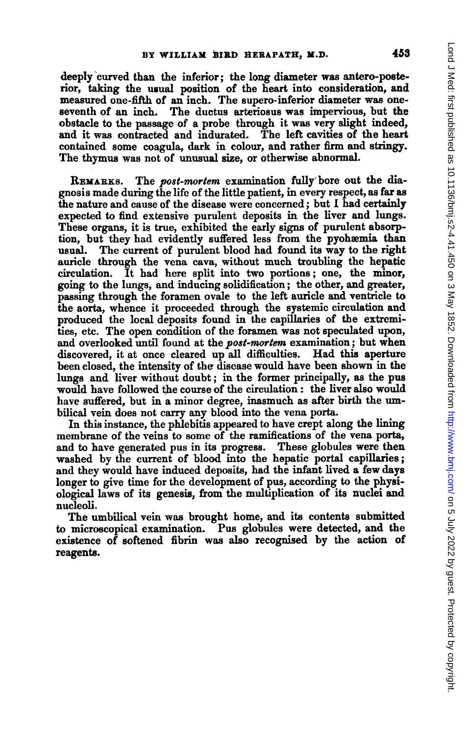deeply curved than the inferior; the long diameter was antero-posterior, taking the usual position of the heart into consideration, and measured one-fifth of an inch. The supero-inferior diameter was one-seventh of an inch. The ductus arteriosus was impervious, but the obstacle to the passage of a probe through it was very slight indeed, and it was contracted and indurated. The left cavities of the heart contained some coagula, dark in colour, and rather firm and stringy. The thymus was not of unusual size, or otherwise abnormal.

REMARKS. The *post-mortem* examination fully bore out the diagnosis made during the life of the little patient, in every respect, as far as the nature and cause of the disease were concerned; but I had certainly expected to find extensive purulent deposits in the liver and lungs. These organs, it is true, exhibited the early signs of purulent absorption, but they had evidently suffered less from the pyohæmia than usual. The current of purulent blood had found its way to the right auricle through the vena cava, without much troubling the hepatic circulation. It had here split into two portions; one, the minor, going to the lungs, and inducing solidification; the other, and greater, passing through the foramen ovale to the left auricle and ventricle to the aorta, whence it proceeded through the systemic circulation and produced the local deposits found in the capillaries of the extremities, etc. The open condition of the foramen was not speculated upon, and overlooked until found at the *post-mortem* examination; but when discovered, it at once cleared up all difficulties. Had this aperture been closed, the intensity of the disease would have been shown in the lungs and liver without doubt; in the former principally, as the pus would have followed the course of the circulation: the liver also would have suffered, but in a minor degree, inasmuch as after birth the umbilical vein does not carry any blood into the vena porta.

In this instance, the phlebitis appeared to have crept along the lining membrane of the veins to some of the ramifications of the vena porta, and to have generated pus in its progress. These globules were then washed by the current of blood into the hepatic portal capillaries; and they would have induced deposits, had the infant lived a few days longer to give time for the development of pus, according to the physiological laws of its genesis, from the multiplication of its nuclei and nucleoli.

The umbilical vein was brought home, and its contents submitted to microscopical examination. Pus globules were detected, and the existence of softened fibrin was also recognised by the action of reagents.